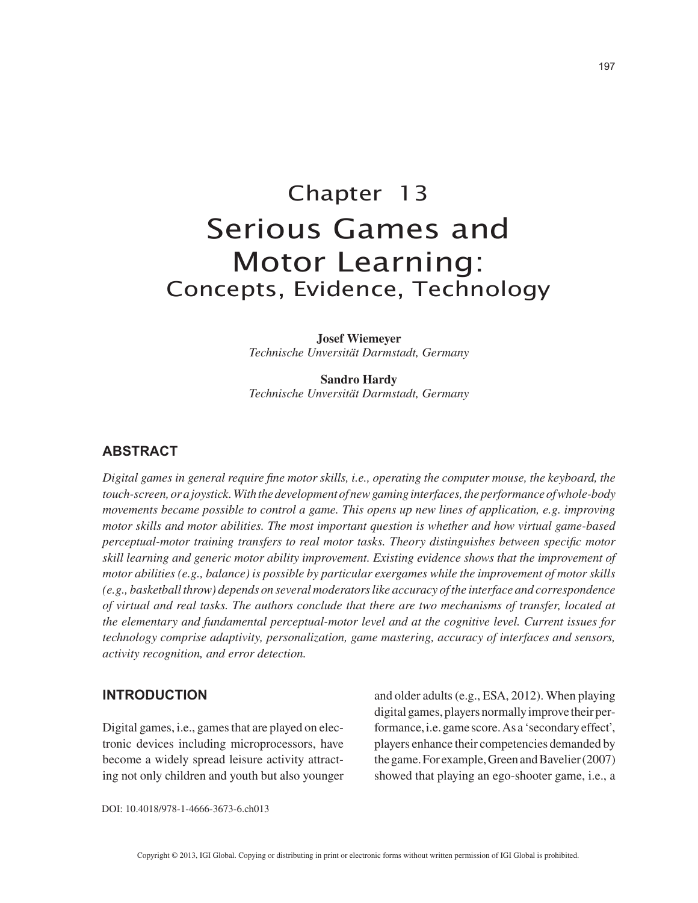# Chapter 13
# Serious Games and Motor Learning:
## Concepts, Evidence, Technology

**Josef Wiemeyer**
*Technische Unversität Darmstadt, Germany*

**Sandro Hardy**
*Technische Universität Darmstadt, Germany*

## ABSTRACT

*Digital games in general require fine motor skills, i.e., operating the computer mouse, the keyboard, the touch-screen, or a joystick. With the development of new gaming interfaces, the performance of whole-body movements became possible to control a game. This opens up new lines of application, e.g. improving motor skills and motor abilities. The most important question is whether and how virtual game-based perceptual-motor training transfers to real motor tasks. Theory distinguishes between specific motor skill learning and generic motor ability improvement. Existing evidence shows that the improvement of motor abilities (e.g., balance) is possible by particular exergames while the improvement of motor skills (e.g., basketball throw) depends on several moderators like accuracy of the interface and correspondence of virtual and real tasks. The authors conclude that there are two mechanisms of transfer, located at the elementary and fundamental perceptual-motor level and at the cognitive level. Current issues for technology comprise adaptivity, personalization, game mastering, accuracy of interfaces and sensors, activity recognition, and error detection.*

## INTRODUCTION

Digital games, i.e., games that are played on electronic devices including microprocessors, have become a widely spread leisure activity attracting not only children and youth but also younger and older adults (e.g., ESA, 2012). When playing digital games, players normally improve their performance, i.e. game score. As a 'secondary effect', players enhance their competencies demanded by the game. For example, Green and Bavelier (2007) showed that playing an ego-shooter game, i.e., a

DOI: 10.4018/978-1-4666-3673-6.ch013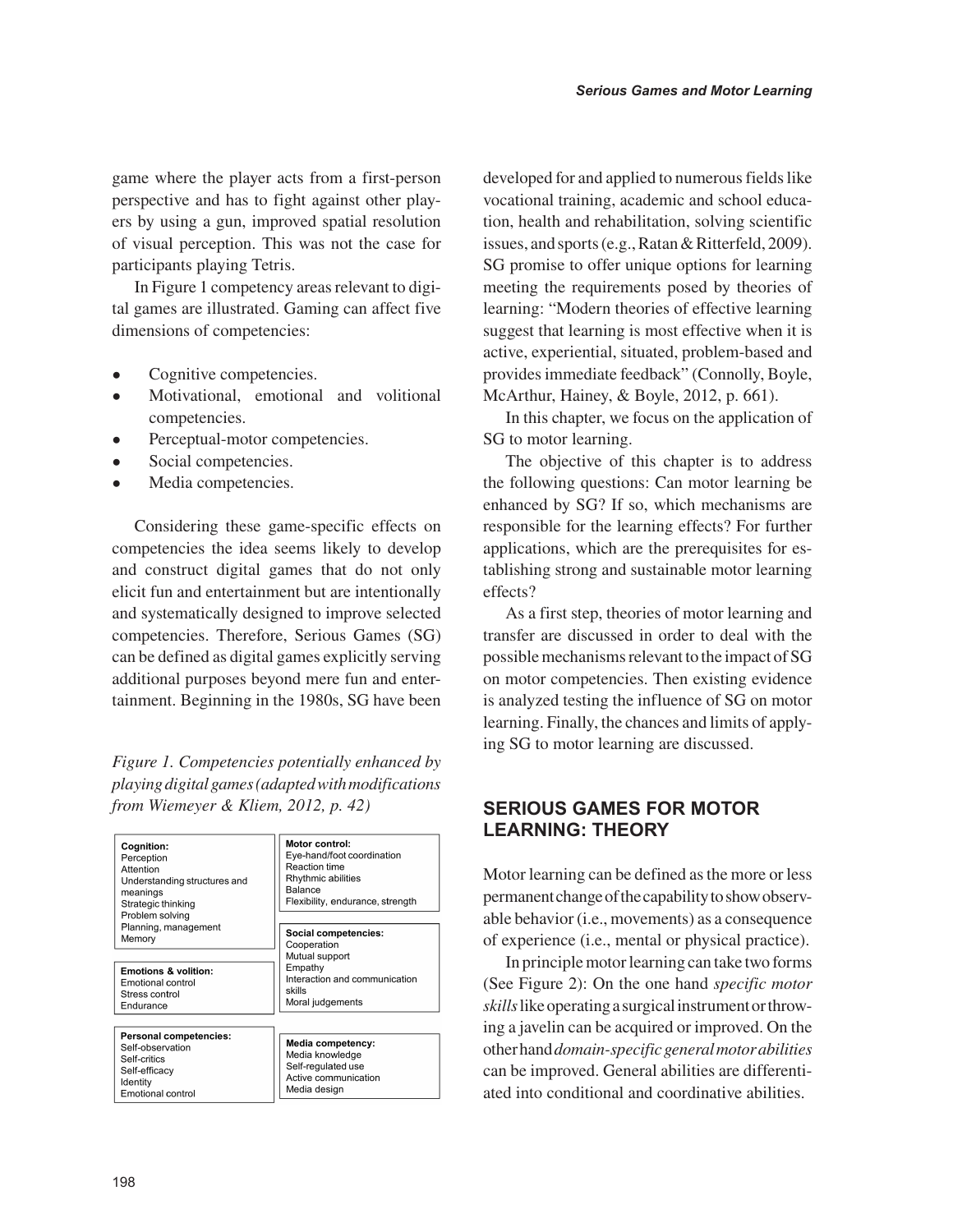game where the player acts from a first-person perspective and has to fight against other players by using a gun, improved spatial resolution of visual perception. This was not the case for participants playing Tetris.

In Figure 1 competency areas relevant to digital games are illustrated. Gaming can affect five dimensions of competencies:

- Cognitive competencies.
- Motivational, emotional and volitional competencies.
- Perceptual-motor competencies.
- Social competencies.
- Media competencies.

Considering these game-specific effects on competencies the idea seems likely to develop and construct digital games that do not only elicit fun and entertainment but are intentionally and systematically designed to improve selected competencies. Therefore, Serious Games (SG) can be defined as digital games explicitly serving additional purposes beyond mere fun and entertainment. Beginning in the 1980s, SG have been

*Figure 1. Competencies potentially enhanced by playing digital games (adapted with modifications from Wiemeyer & Kliem, 2012, p. 42)*

| **Cognition:** Perception, Attention, Understanding structures and meanings, Strategic thinking, Problem solving, Planning, management, Memory | **Motor control:** Eye-hand/foot coordination, Reaction time, Rhythmic abilities, Balance, Flexibility, endurance, strength |
|---|---|
| **Emotions & volition:** Emotional control, Stress control, Endurance | **Social competencies:** Cooperation, Mutual support, Empathy, Interaction and communication skills, Moral judgements |
| **Personal competencies:** Self-observation, Self-critics, Self-efficacy, Identity, Emotional control | **Media competency:** Media knowledge, Self-regulated use, Active communication, Media design |

developed for and applied to numerous fields like vocational training, academic and school education, health and rehabilitation, solving scientific issues, and sports (e.g., Ratan & Ritterfeld, 2009). SG promise to offer unique options for learning meeting the requirements posed by theories of learning: "Modern theories of effective learning suggest that learning is most effective when it is active, experiential, situated, problem-based and provides immediate feedback" (Connolly, Boyle, McArthur, Hainey, & Boyle, 2012, p. 661).

In this chapter, we focus on the application of SG to motor learning.

The objective of this chapter is to address the following questions: Can motor learning be enhanced by SG? If so, which mechanisms are responsible for the learning effects? For further applications, which are the prerequisites for establishing strong and sustainable motor learning effects?

As a first step, theories of motor learning and transfer are discussed in order to deal with the possible mechanisms relevant to the impact of SG on motor competencies. Then existing evidence is analyzed testing the influence of SG on motor learning. Finally, the chances and limits of applying SG to motor learning are discussed.

## SERIOUS GAMES FOR MOTOR LEARNING: THEORY

Motor learning can be defined as the more or less permanent change of the capability to show observable behavior (i.e., movements) as a consequence of experience (i.e., mental or physical practice).

In principle motor learning can take two forms (See Figure 2): On the one hand *specific motor skills* like operating a surgical instrument or throwing a javelin can be acquired or improved. On the other hand *domain-specific general motor abilities* can be improved. General abilities are differentiated into conditional and coordinative abilities.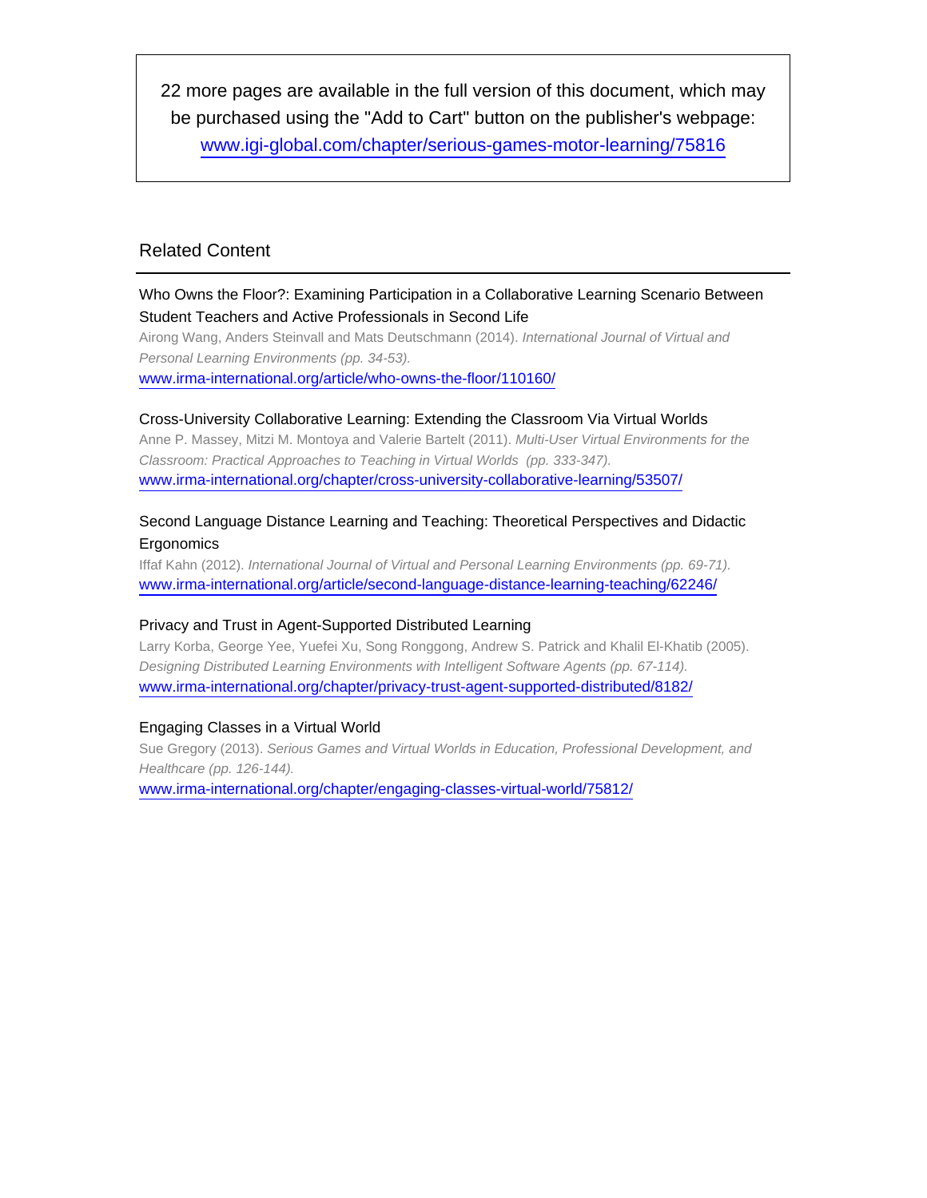22 more pages are available in the full version of this document, which may be purchased using the "Add to Cart" button on the publisher's webpage: www.igi-global.com/chapter/serious-games-motor-learning/75816

## Related Content

Who Owns the Floor?: Examining Participation in a Collaborative Learning Scenario Between Student Teachers and Active Professionals in Second Life

Airong Wang, Anders Steinvall and Mats Deutschmann (2014). *International Journal of Virtual and Personal Learning Environments (pp. 34-53).*

www.irma-international.org/article/who-owns-the-floor/110160/

Cross-University Collaborative Learning: Extending the Classroom Via Virtual Worlds

Anne P. Massey, Mitzi M. Montoya and Valerie Bartelt (2011). *Multi-User Virtual Environments for the Classroom: Practical Approaches to Teaching in Virtual Worlds (pp. 333-347).*

www.irma-international.org/chapter/cross-university-collaborative-learning/53507/

Second Language Distance Learning and Teaching: Theoretical Perspectives and Didactic Ergonomics

Iffaf Kahn (2012). *International Journal of Virtual and Personal Learning Environments (pp. 69-71).*

www.irma-international.org/article/second-language-distance-learning-teaching/62246/

Privacy and Trust in Agent-Supported Distributed Learning

Larry Korba, George Yee, Yuefei Xu, Song Ronggong, Andrew S. Patrick and Khalil El-Khatib (2005). *Designing Distributed Learning Environments with Intelligent Software Agents (pp. 67-114).*

www.irma-international.org/chapter/privacy-trust-agent-supported-distributed/8182/

Engaging Classes in a Virtual World

Sue Gregory (2013). *Serious Games and Virtual Worlds in Education, Professional Development, and Healthcare (pp. 126-144).*

www.irma-international.org/chapter/engaging-classes-virtual-world/75812/